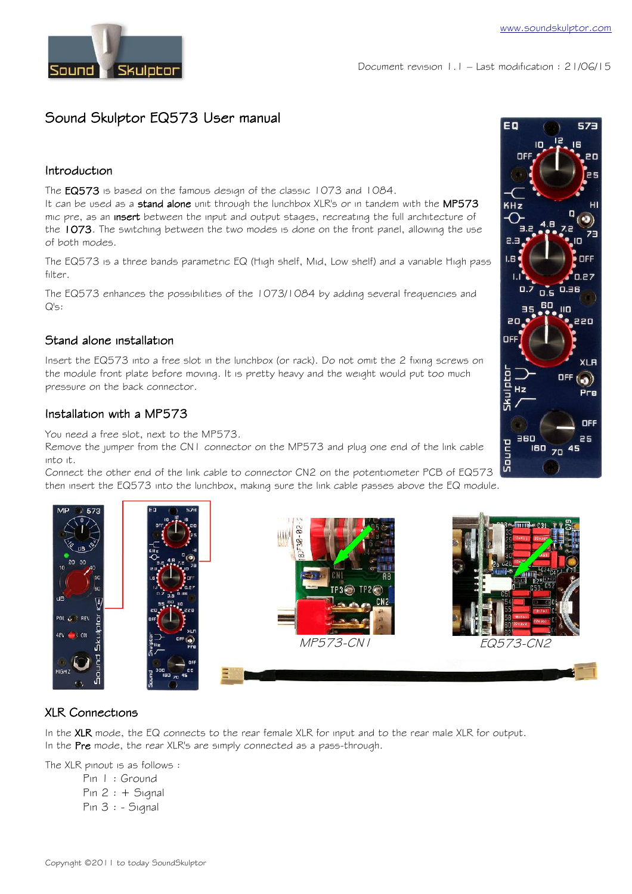# Sound Skulptor EQ573 User manual

## Introduction

The **EQ573** is based on the famous design of the classic 1073 and 1084.
It can be used as a **stand alone** unit through the lunchbox XLR's or in tandem with the **MP573** mic pre, as an **insert** between the input and output stages, recreating the full architecture of the **1073**. The switching between the two modes is done on the front panel, allowing the use of both modes.

The EQ573 is a three bands parametric EQ (High shelf, Mid, Low shelf) and a variable High pass filter.

The EQ573 enhances the possibilities of the 1073/1084 by adding several frequencies and Q's:

## Stand alone installation

Insert the EQ573 into a free slot in the lunchbox (or rack). Do not omit the 2 fixing screws on the module front plate before moving. It is pretty heavy and the weight would put too much pressure on the back connector.

## Installation with a MP573

You need a free slot, next to the MP573.
Remove the jumper from the CN1 connector on the MP573 and plug one end of the link cable into it.
Connect the other end of the link cable to connector CN2 on the potentiometer PCB of EQ573 then insert the EQ573 into the lunchbox, making sure the link cable passes above the EQ module.

MP573-CN1

EQ573-CN2

## XLR Connections

In the **XLR** mode, the EQ connects to the rear female XLR for input and to the rear male XLR for output.
In the **Pre** mode, the rear XLR's are simply connected as a pass-through.

The XLR pinout is as follows :

- Pin 1 : Ground
- Pin 2 : + Signal
- Pin 3 : - Signal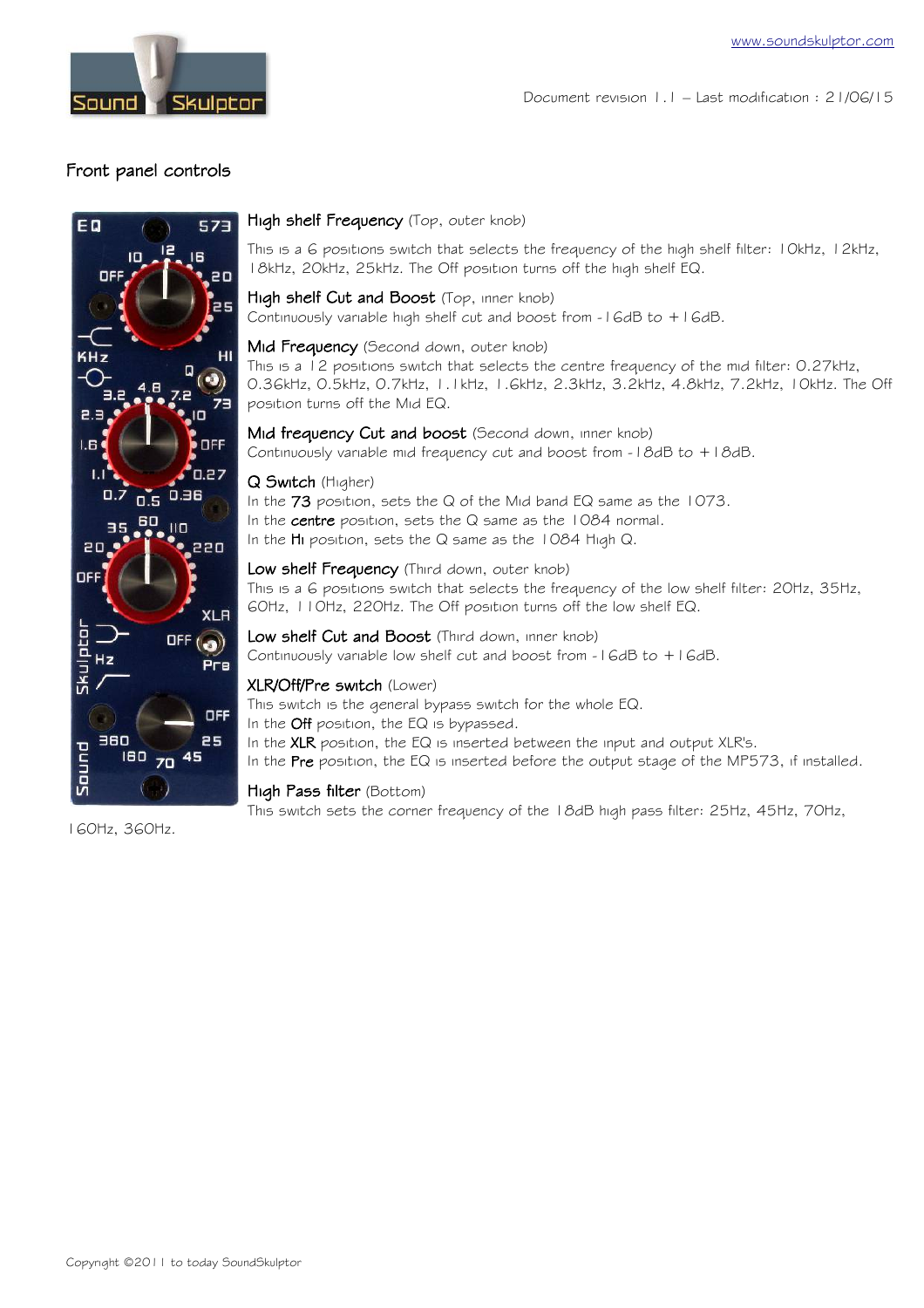## Front panel controls

**High shelf Frequency** (Top, outer knob)

This is a 6 positions switch that selects the frequency of the high shelf filter: 10kHz, 12kHz, 18kHz, 20kHz, 25kHz. The Off position turns off the high shelf EQ.

**High shelf Cut and Boost** (Top, inner knob)
Continuously variable high shelf cut and boost from -16dB to +16dB.

**Mid Frequency** (Second down, outer knob)
This is a 12 positions switch that selects the centre frequency of the mid filter: 0.27kHz, 0.36kHz, 0.5kHz, 0.7kHz, 1.1kHz, 1.6kHz, 2.3kHz, 3.2kHz, 4.8kHz, 7.2kHz, 10kHz. The Off position turns off the Mid EQ.

**Mid frequency Cut and boost** (Second down, inner knob)
Continuously variable mid frequency cut and boost from -18dB to +18dB.

**Q Switch** (Higher)
In the **73** position, sets the Q of the Mid band EQ same as the 1073.
In the **centre** position, sets the Q same as the 1084 normal.
In the **Hi** position, sets the Q same as the 1084 High Q.

**Low shelf Frequency** (Third down, outer knob)
This is a 6 positions switch that selects the frequency of the low shelf filter: 20Hz, 35Hz, 60Hz, 110Hz, 220Hz. The Off position turns off the low shelf EQ.

**Low shelf Cut and Boost** (Third down, inner knob)
Continuously variable low shelf cut and boost from -16dB to +16dB.

**XLR/Off/Pre switch** (Lower)
This switch is the general bypass switch for the whole EQ.
In the **Off** position, the EQ is bypassed.
In the **XLR** position, the EQ is inserted between the input and output XLR's.
In the **Pre** position, the EQ is inserted before the output stage of the MP573, if installed.

**High Pass filter** (Bottom)
This switch sets the corner frequency of the 18dB high pass filter: 25Hz, 45Hz, 70Hz, 160Hz, 360Hz.